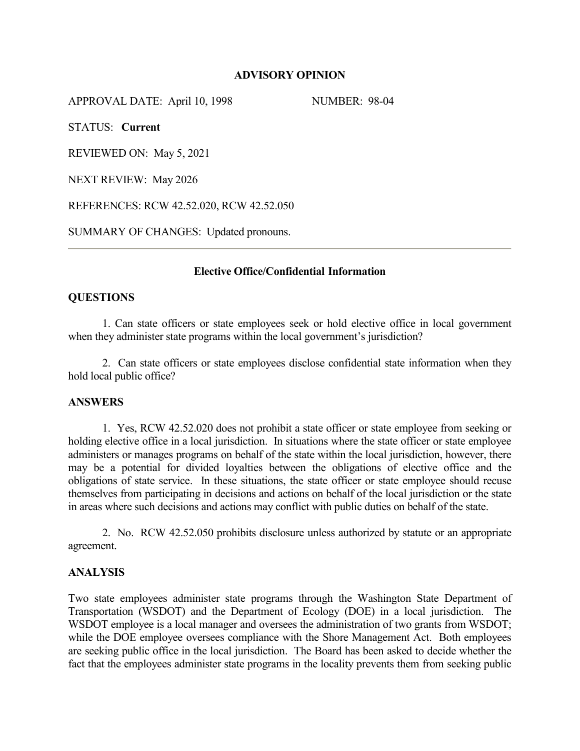# ADVISORY OPINION

APPROVAL DATE: April 10, 1998 NUMBER: 98-04

STATUS: **Current**

REVIEWED ON: May 5, 2021

NEXT REVIEW: May 2026

REFERENCES: RCW 42.52.020, RCW 42.52.050

SUMMARY OF CHANGES: Updated pronouns.

---

## Elective Office/Confidential Information

### QUESTIONS

1. Can state officers or state employees seek or hold elective office in local government when they administer state programs within the local government's jurisdiction?

2. Can state officers or state employees disclose confidential state information when they hold local public office?

### ANSWERS

1. Yes, RCW 42.52.020 does not prohibit a state officer or state employee from seeking or holding elective office in a local jurisdiction. In situations where the state officer or state employee administers or manages programs on behalf of the state within the local jurisdiction, however, there may be a potential for divided loyalties between the obligations of elective office and the obligations of state service. In these situations, the state officer or state employee should recuse themselves from participating in decisions and actions on behalf of the local jurisdiction or the state in areas where such decisions and actions may conflict with public duties on behalf of the state.

2. No. RCW 42.52.050 prohibits disclosure unless authorized by statute or an appropriate agreement.

### ANALYSIS

Two state employees administer state programs through the Washington State Department of Transportation (WSDOT) and the Department of Ecology (DOE) in a local jurisdiction. The WSDOT employee is a local manager and oversees the administration of two grants from WSDOT; while the DOE employee oversees compliance with the Shore Management Act. Both employees are seeking public office in the local jurisdiction. The Board has been asked to decide whether the fact that the employees administer state programs in the locality prevents them from seeking public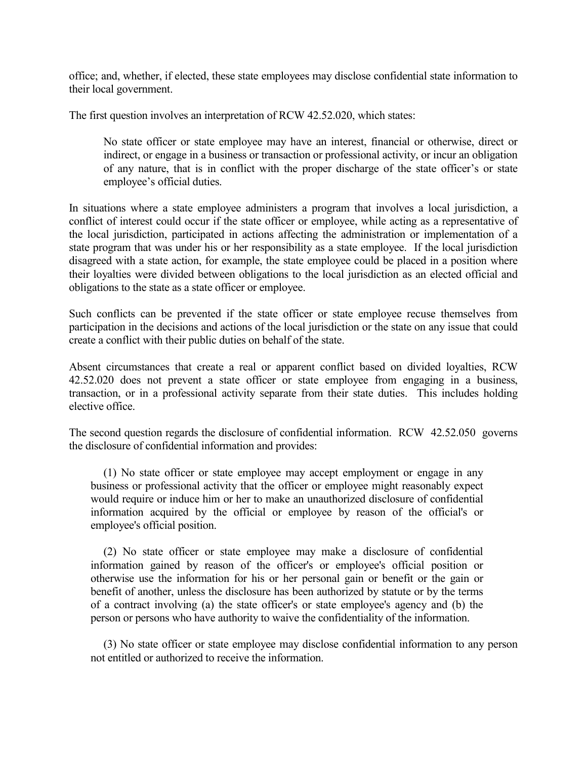office; and, whether, if elected, these state employees may disclose confidential state information to their local government.

The first question involves an interpretation of RCW 42.52.020, which states:

> No state officer or state employee may have an interest, financial or otherwise, direct or indirect, or engage in a business or transaction or professional activity, or incur an obligation of any nature, that is in conflict with the proper discharge of the state officer's or state employee's official duties.

In situations where a state employee administers a program that involves a local jurisdiction, a conflict of interest could occur if the state officer or employee, while acting as a representative of the local jurisdiction, participated in actions affecting the administration or implementation of a state program that was under his or her responsibility as a state employee. If the local jurisdiction disagreed with a state action, for example, the state employee could be placed in a position where their loyalties were divided between obligations to the local jurisdiction as an elected official and obligations to the state as a state officer or employee.

Such conflicts can be prevented if the state officer or state employee recuse themselves from participation in the decisions and actions of the local jurisdiction or the state on any issue that could create a conflict with their public duties on behalf of the state.

Absent circumstances that create a real or apparent conflict based on divided loyalties, RCW 42.52.020 does not prevent a state officer or state employee from engaging in a business, transaction, or in a professional activity separate from their state duties. This includes holding elective office.

The second question regards the disclosure of confidential information. RCW 42.52.050 governs the disclosure of confidential information and provides:

> (1) No state officer or state employee may accept employment or engage in any business or professional activity that the officer or employee might reasonably expect would require or induce him or her to make an unauthorized disclosure of confidential information acquired by the official or employee by reason of the official's or employee's official position.
>
> (2) No state officer or state employee may make a disclosure of confidential information gained by reason of the officer's or employee's official position or otherwise use the information for his or her personal gain or benefit or the gain or benefit of another, unless the disclosure has been authorized by statute or by the terms of a contract involving (a) the state officer's or state employee's agency and (b) the person or persons who have authority to waive the confidentiality of the information.
>
> (3) No state officer or state employee may disclose confidential information to any person not entitled or authorized to receive the information.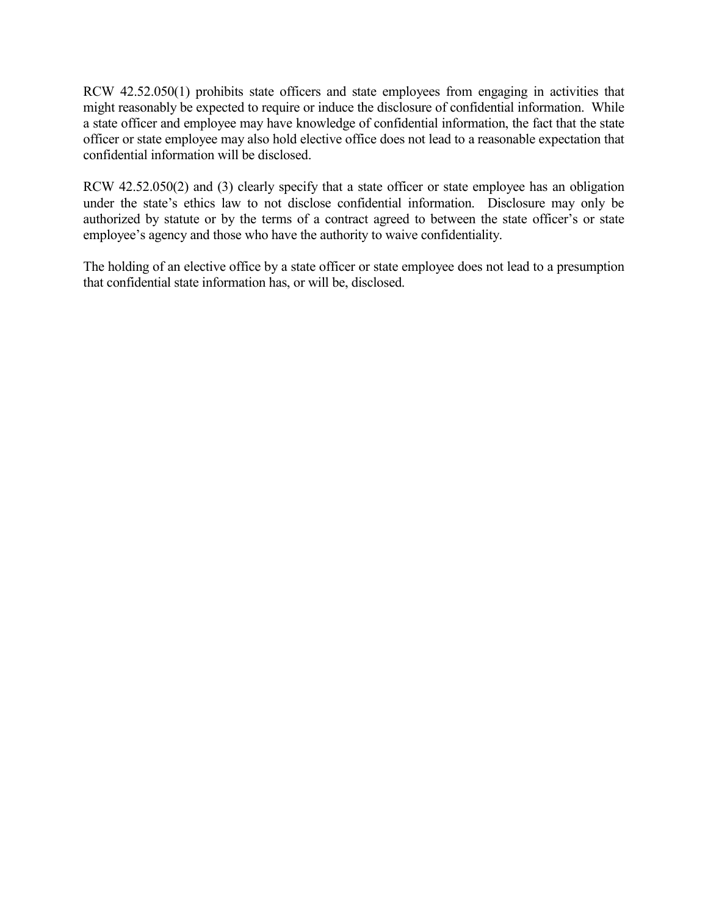RCW 42.52.050(1) prohibits state officers and state employees from engaging in activities that might reasonably be expected to require or induce the disclosure of confidential information. While a state officer and employee may have knowledge of confidential information, the fact that the state officer or state employee may also hold elective office does not lead to a reasonable expectation that confidential information will be disclosed.

RCW 42.52.050(2) and (3) clearly specify that a state officer or state employee has an obligation under the state's ethics law to not disclose confidential information. Disclosure may only be authorized by statute or by the terms of a contract agreed to between the state officer's or state employee's agency and those who have the authority to waive confidentiality.

The holding of an elective office by a state officer or state employee does not lead to a presumption that confidential state information has, or will be, disclosed.